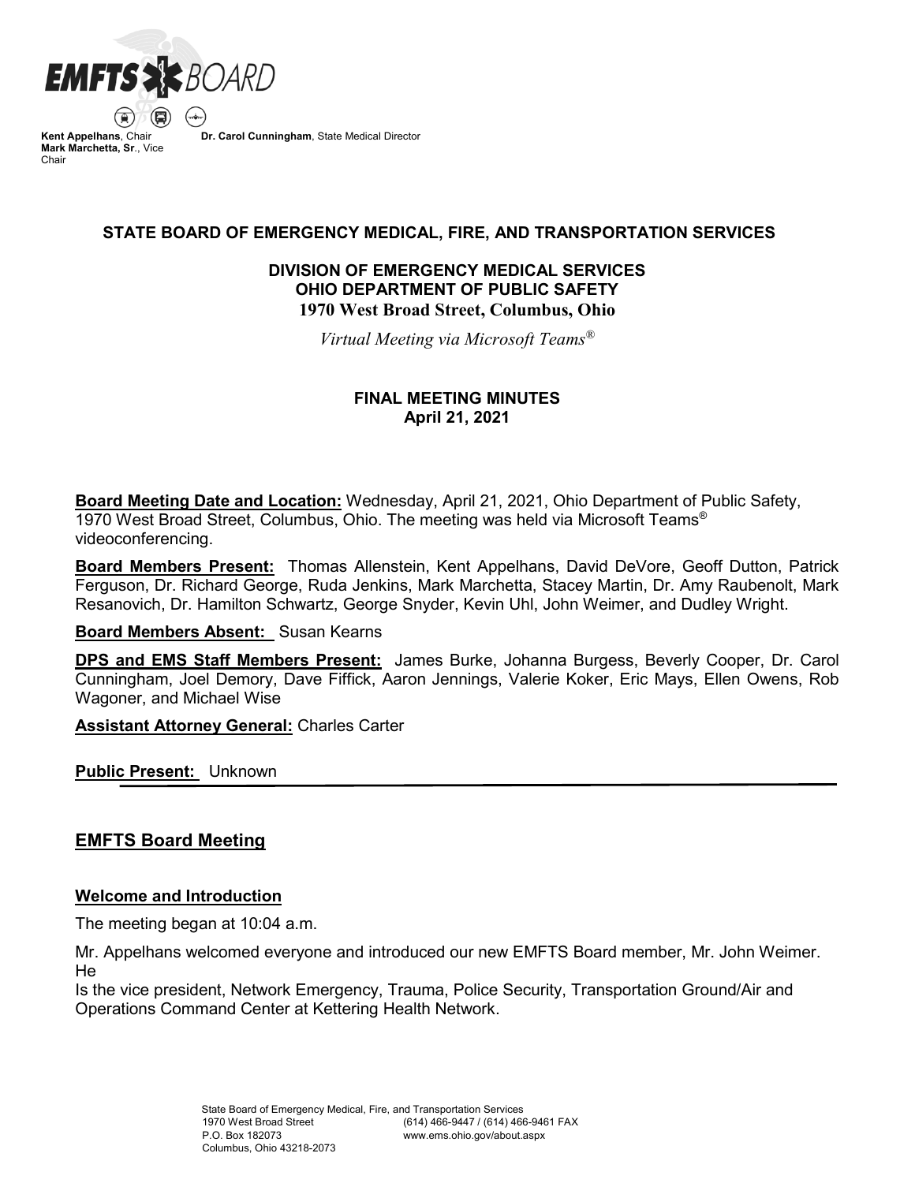**EMFTS BOARD**

**Kent Appelhans**, Chair
**Mark Marchetta, Sr**., Vice Chair

**Dr. Carol Cunningham**, State Medical Director

## STATE BOARD OF EMERGENCY MEDICAL, FIRE, AND TRANSPORTATION SERVICES

### DIVISION OF EMERGENCY MEDICAL SERVICES
### OHIO DEPARTMENT OF PUBLIC SAFETY
### 1970 West Broad Street, Columbus, Ohio

*Virtual Meeting via Microsoft Teams®*

### FINAL MEETING MINUTES
### April 21, 2021

**Board Meeting Date and Location:** Wednesday, April 21, 2021, Ohio Department of Public Safety, 1970 West Broad Street, Columbus, Ohio. The meeting was held via Microsoft Teams® videoconferencing.

**Board Members Present:** Thomas Allenstein, Kent Appelhans, David DeVore, Geoff Dutton, Patrick Ferguson, Dr. Richard George, Ruda Jenkins, Mark Marchetta, Stacey Martin, Dr. Amy Raubenolt, Mark Resanovich, Dr. Hamilton Schwartz, George Snyder, Kevin Uhl, John Weimer, and Dudley Wright.

**Board Members Absent:** Susan Kearns

**DPS and EMS Staff Members Present:** James Burke, Johanna Burgess, Beverly Cooper, Dr. Carol Cunningham, Joel Demory, Dave Fiffick, Aaron Jennings, Valerie Koker, Eric Mays, Ellen Owens, Rob Wagoner, and Michael Wise

**Assistant Attorney General:** Charles Carter

**Public Present:** Unknown

## EMFTS Board Meeting

### Welcome and Introduction

The meeting began at 10:04 a.m.

Mr. Appelhans welcomed everyone and introduced our new EMFTS Board member, Mr. John Weimer. He
Is the vice president, Network Emergency, Trauma, Police Security, Transportation Ground/Air and Operations Command Center at Kettering Health Network.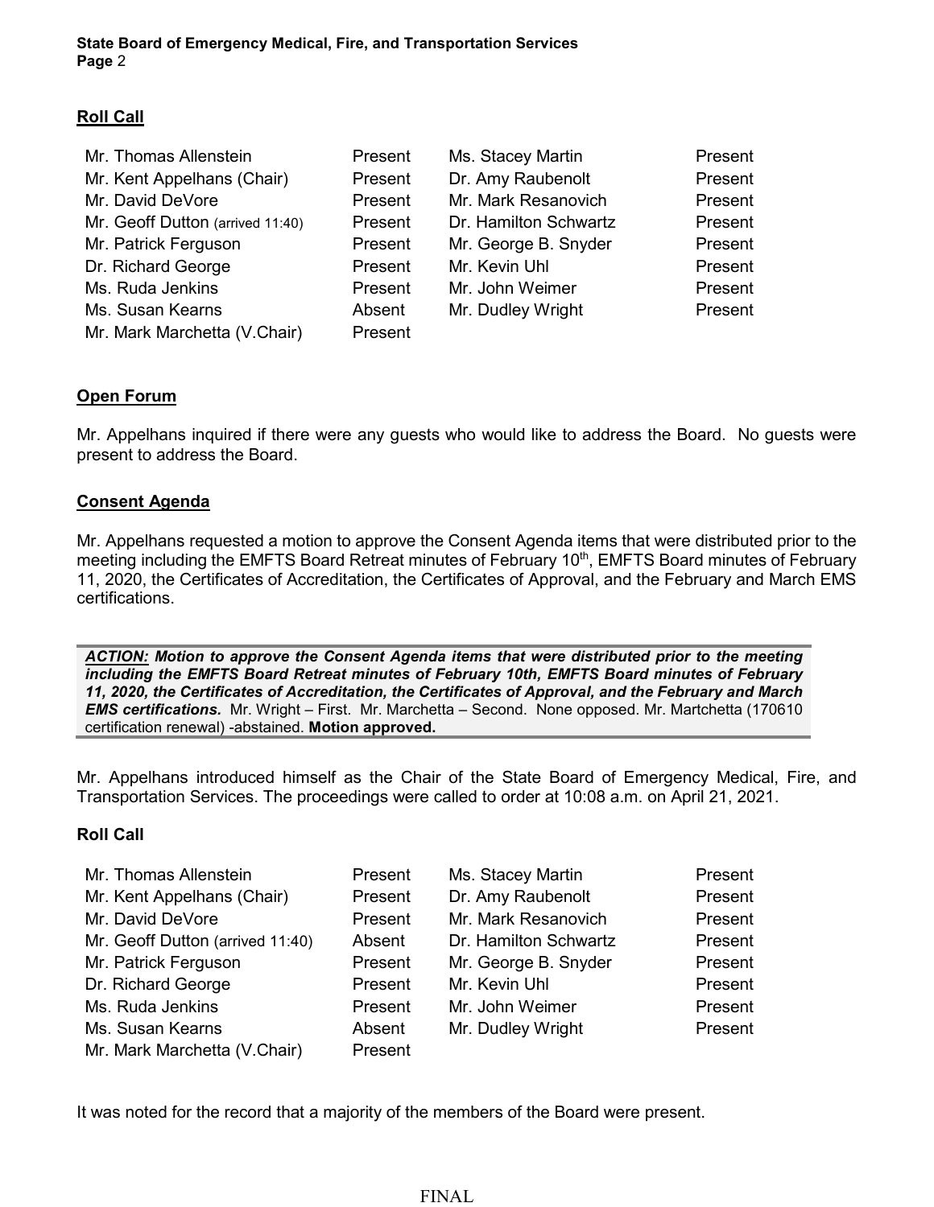**Roll Call**

| | | | |
|---|---|---|---|
| Mr. Thomas Allenstein | Present | Ms. Stacey Martin | Present |
| Mr. Kent Appelhans (Chair) | Present | Dr. Amy Raubenolt | Present |
| Mr. David DeVore | Present | Mr. Mark Resanovich | Present |
| Mr. Geoff Dutton (arrived 11:40) | Present | Dr. Hamilton Schwartz | Present |
| Mr. Patrick Ferguson | Present | Mr. George B. Snyder | Present |
| Dr. Richard George | Present | Mr. Kevin Uhl | Present |
| Ms. Ruda Jenkins | Present | Mr. John Weimer | Present |
| Ms. Susan Kearns | Absent | Mr. Dudley Wright | Present |
| Mr. Mark Marchetta (V.Chair) | Present | | |

**Open Forum**

Mr. Appelhans inquired if there were any guests who would like to address the Board. No guests were present to address the Board.

**Consent Agenda**

Mr. Appelhans requested a motion to approve the Consent Agenda items that were distributed prior to the meeting including the EMFTS Board Retreat minutes of February 10th, EMFTS Board minutes of February 11, 2020, the Certificates of Accreditation, the Certificates of Approval, and the February and March EMS certifications.

> ***ACTION:*** ***Motion to approve the Consent Agenda items that were distributed prior to the meeting including the EMFTS Board Retreat minutes of February 10th, EMFTS Board minutes of February 11, 2020, the Certificates of Accreditation, the Certificates of Approval, and the February and March EMS certifications.*** Mr. Wright – First. Mr. Marchetta – Second. None opposed. Mr. Martchetta (170610 certification renewal) -abstained. **Motion approved.**

Mr. Appelhans introduced himself as the Chair of the State Board of Emergency Medical, Fire, and Transportation Services. The proceedings were called to order at 10:08 a.m. on April 21, 2021.

**Roll Call**

| | | | |
|---|---|---|---|
| Mr. Thomas Allenstein | Present | Ms. Stacey Martin | Present |
| Mr. Kent Appelhans (Chair) | Present | Dr. Amy Raubenolt | Present |
| Mr. David DeVore | Present | Mr. Mark Resanovich | Present |
| Mr. Geoff Dutton (arrived 11:40) | Absent | Dr. Hamilton Schwartz | Present |
| Mr. Patrick Ferguson | Present | Mr. George B. Snyder | Present |
| Dr. Richard George | Present | Mr. Kevin Uhl | Present |
| Ms. Ruda Jenkins | Present | Mr. John Weimer | Present |
| Ms. Susan Kearns | Absent | Mr. Dudley Wright | Present |
| Mr. Mark Marchetta (V.Chair) | Present | | |

It was noted for the record that a majority of the members of the Board were present.

FINAL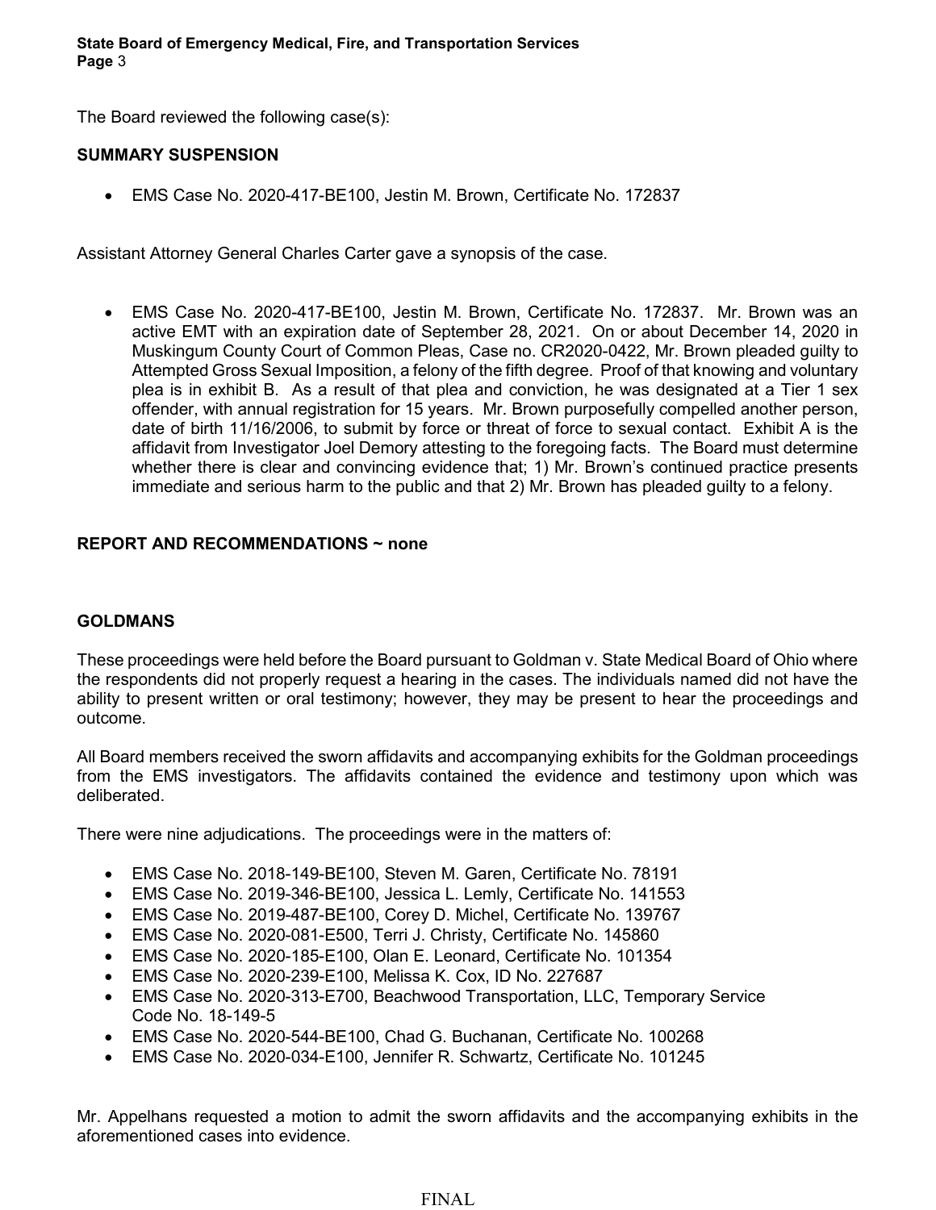The Board reviewed the following case(s):

**SUMMARY SUSPENSION**

- EMS Case No. 2020-417-BE100, Jestin M. Brown, Certificate No. 172837

Assistant Attorney General Charles Carter gave a synopsis of the case.

- EMS Case No. 2020-417-BE100, Jestin M. Brown, Certificate No. 172837. Mr. Brown was an active EMT with an expiration date of September 28, 2021. On or about December 14, 2020 in Muskingum County Court of Common Pleas, Case no. CR2020-0422, Mr. Brown pleaded guilty to Attempted Gross Sexual Imposition, a felony of the fifth degree. Proof of that knowing and voluntary plea is in exhibit B. As a result of that plea and conviction, he was designated at a Tier 1 sex offender, with annual registration for 15 years. Mr. Brown purposefully compelled another person, date of birth 11/16/2006, to submit by force or threat of force to sexual contact. Exhibit A is the affidavit from Investigator Joel Demory attesting to the foregoing facts. The Board must determine whether there is clear and convincing evidence that; 1) Mr. Brown's continued practice presents immediate and serious harm to the public and that 2) Mr. Brown has pleaded guilty to a felony.

**REPORT AND RECOMMENDATIONS ~ none**

**GOLDMANS**

These proceedings were held before the Board pursuant to Goldman v. State Medical Board of Ohio where the respondents did not properly request a hearing in the cases. The individuals named did not have the ability to present written or oral testimony; however, they may be present to hear the proceedings and outcome.

All Board members received the sworn affidavits and accompanying exhibits for the Goldman proceedings from the EMS investigators. The affidavits contained the evidence and testimony upon which was deliberated.

There were nine adjudications. The proceedings were in the matters of:

- EMS Case No. 2018-149-BE100, Steven M. Garen, Certificate No. 78191
- EMS Case No. 2019-346-BE100, Jessica L. Lemly, Certificate No. 141553
- EMS Case No. 2019-487-BE100, Corey D. Michel, Certificate No. 139767
- EMS Case No. 2020-081-E500, Terri J. Christy, Certificate No. 145860
- EMS Case No. 2020-185-E100, Olan E. Leonard, Certificate No. 101354
- EMS Case No. 2020-239-E100, Melissa K. Cox, ID No. 227687
- EMS Case No. 2020-313-E700, Beachwood Transportation, LLC, Temporary Service Code No. 18-149-5
- EMS Case No. 2020-544-BE100, Chad G. Buchanan, Certificate No. 100268
- EMS Case No. 2020-034-E100, Jennifer R. Schwartz, Certificate No. 101245

Mr. Appelhans requested a motion to admit the sworn affidavits and the accompanying exhibits in the aforementioned cases into evidence.

FINAL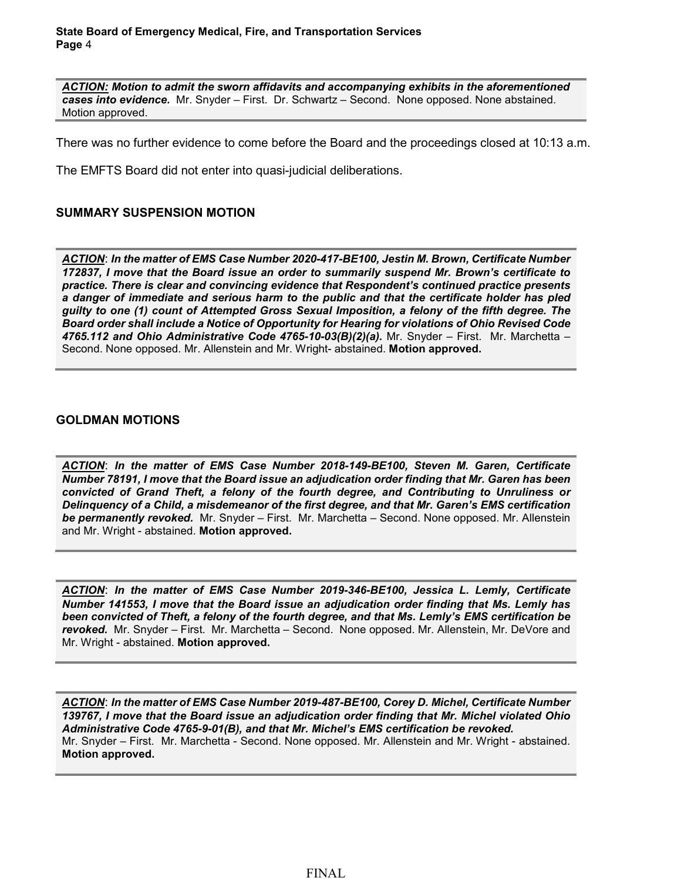***ACTION:* Motion to admit the sworn affidavits and accompanying exhibits in the aforementioned cases into evidence.** Mr. Snyder – First. Dr. Schwartz – Second. None opposed. None abstained. Motion approved.

There was no further evidence to come before the Board and the proceedings closed at 10:13 a.m.

The EMFTS Board did not enter into quasi-judicial deliberations.

## SUMMARY SUSPENSION MOTION

***ACTION*: In the matter of EMS Case Number 2020-417-BE100, Jestin M. Brown, Certificate Number 172837, I move that the Board issue an order to summarily suspend Mr. Brown's certificate to practice. There is clear and convincing evidence that Respondent's continued practice presents a danger of immediate and serious harm to the public and that the certificate holder has pled guilty to one (1) count of Attempted Gross Sexual Imposition, a felony of the fifth degree. The Board order shall include a Notice of Opportunity for Hearing for violations of Ohio Revised Code 4765.112 and Ohio Administrative Code 4765-10-03(B)(2)(a).** Mr. Snyder – First. Mr. Marchetta – Second. None opposed. Mr. Allenstein and Mr. Wright- abstained. **Motion approved.**

## GOLDMAN MOTIONS

***ACTION*: In the matter of EMS Case Number 2018-149-BE100, Steven M. Garen, Certificate Number 78191, I move that the Board issue an adjudication order finding that Mr. Garen has been convicted of Grand Theft, a felony of the fourth degree, and Contributing to Unruliness or Delinquency of a Child, a misdemeanor of the first degree, and that Mr. Garen's EMS certification be permanently revoked.** Mr. Snyder – First. Mr. Marchetta – Second. None opposed. Mr. Allenstein and Mr. Wright - abstained. **Motion approved.**

***ACTION*: In the matter of EMS Case Number 2019-346-BE100, Jessica L. Lemly, Certificate Number 141553, I move that the Board issue an adjudication order finding that Ms. Lemly has been convicted of Theft, a felony of the fourth degree, and that Ms. Lemly's EMS certification be revoked.** Mr. Snyder – First. Mr. Marchetta – Second. None opposed. Mr. Allenstein, Mr. DeVore and Mr. Wright - abstained. **Motion approved.**

***ACTION*: In the matter of EMS Case Number 2019-487-BE100, Corey D. Michel, Certificate Number 139767, I move that the Board issue an adjudication order finding that Mr. Michel violated Ohio Administrative Code 4765-9-01(B), and that Mr. Michel's EMS certification be revoked.**
Mr. Snyder – First. Mr. Marchetta - Second. None opposed. Mr. Allenstein and Mr. Wright - abstained. **Motion approved.**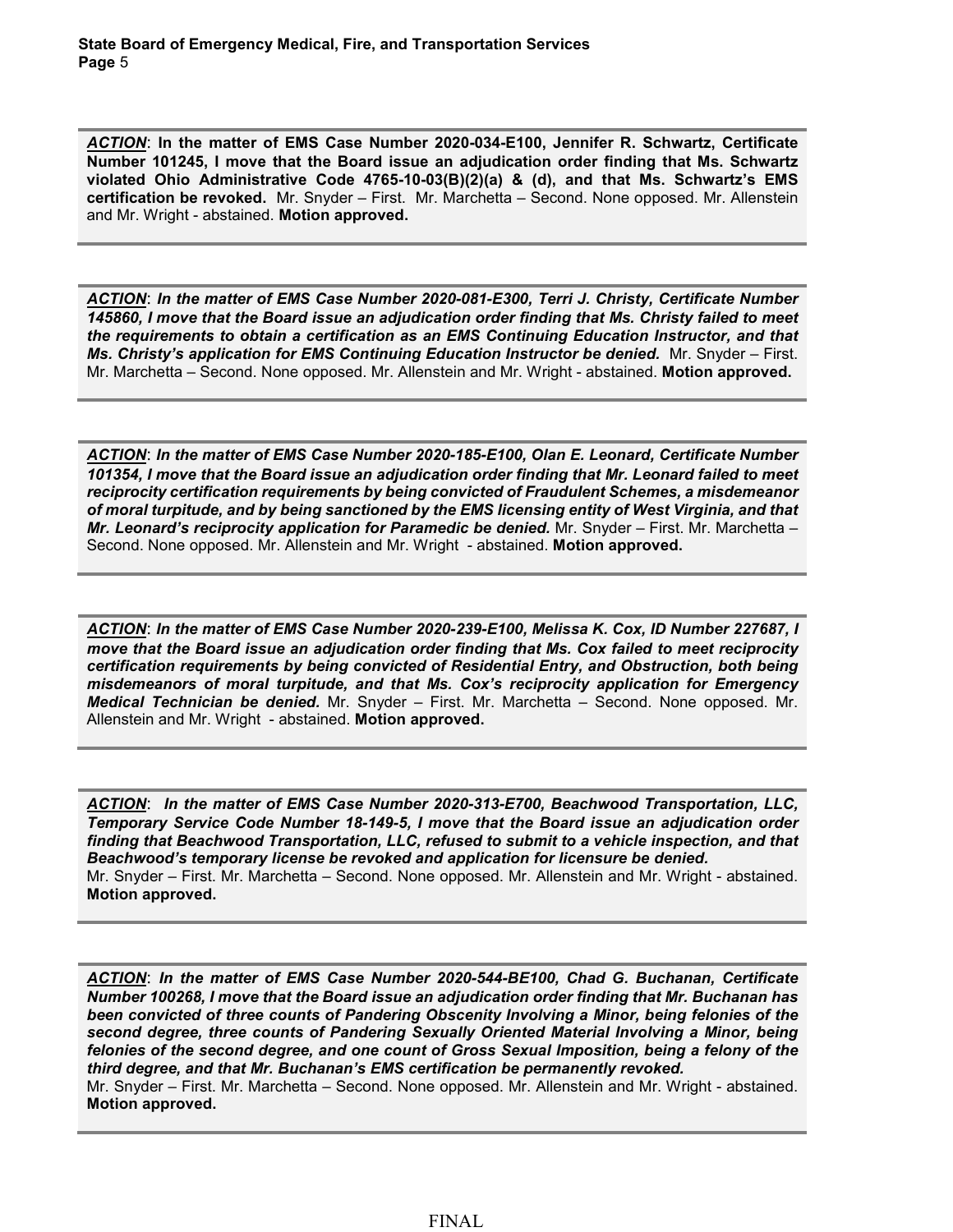***ACTION***: **In the matter of EMS Case Number 2020-034-E100, Jennifer R. Schwartz, Certificate Number 101245, I move that the Board issue an adjudication order finding that Ms. Schwartz violated Ohio Administrative Code 4765-10-03(B)(2)(a) & (d), and that Ms. Schwartz's EMS certification be revoked.** Mr. Snyder – First. Mr. Marchetta – Second. None opposed. Mr. Allenstein and Mr. Wright - abstained. **Motion approved.**

---

***ACTION***: ***In the matter of EMS Case Number 2020-081-E300, Terri J. Christy, Certificate Number 145860, I move that the Board issue an adjudication order finding that Ms. Christy failed to meet the requirements to obtain a certification as an EMS Continuing Education Instructor, and that Ms. Christy's application for EMS Continuing Education Instructor be denied.*** Mr. Snyder – First. Mr. Marchetta – Second. None opposed. Mr. Allenstein and Mr. Wright - abstained. **Motion approved.**

---

***ACTION***: ***In the matter of EMS Case Number 2020-185-E100, Olan E. Leonard, Certificate Number 101354, I move that the Board issue an adjudication order finding that Mr. Leonard failed to meet reciprocity certification requirements by being convicted of Fraudulent Schemes, a misdemeanor of moral turpitude, and by being sanctioned by the EMS licensing entity of West Virginia, and that Mr. Leonard's reciprocity application for Paramedic be denied.*** Mr. Snyder – First. Mr. Marchetta – Second. None opposed. Mr. Allenstein and Mr. Wright - abstained. **Motion approved.**

---

***ACTION***: ***In the matter of EMS Case Number 2020-239-E100, Melissa K. Cox, ID Number 227687, I move that the Board issue an adjudication order finding that Ms. Cox failed to meet reciprocity certification requirements by being convicted of Residential Entry, and Obstruction, both being misdemeanors of moral turpitude, and that Ms. Cox's reciprocity application for Emergency Medical Technician be denied.*** Mr. Snyder – First. Mr. Marchetta – Second. None opposed. Mr. Allenstein and Mr. Wright - abstained. **Motion approved.**

---

***ACTION***: ***In the matter of EMS Case Number 2020-313-E700, Beachwood Transportation, LLC, Temporary Service Code Number 18-149-5, I move that the Board issue an adjudication order finding that Beachwood Transportation, LLC, refused to submit to a vehicle inspection, and that Beachwood's temporary license be revoked and application for licensure be denied.***
Mr. Snyder – First. Mr. Marchetta – Second. None opposed. Mr. Allenstein and Mr. Wright - abstained. **Motion approved.**

---

***ACTION***: ***In the matter of EMS Case Number 2020-544-BE100, Chad G. Buchanan, Certificate Number 100268, I move that the Board issue an adjudication order finding that Mr. Buchanan has been convicted of three counts of Pandering Obscenity Involving a Minor, being felonies of the second degree, three counts of Pandering Sexually Oriented Material Involving a Minor, being felonies of the second degree, and one count of Gross Sexual Imposition, being a felony of the third degree, and that Mr. Buchanan's EMS certification be permanently revoked.***
Mr. Snyder – First. Mr. Marchetta – Second. None opposed. Mr. Allenstein and Mr. Wright - abstained. **Motion approved.**

---

FINAL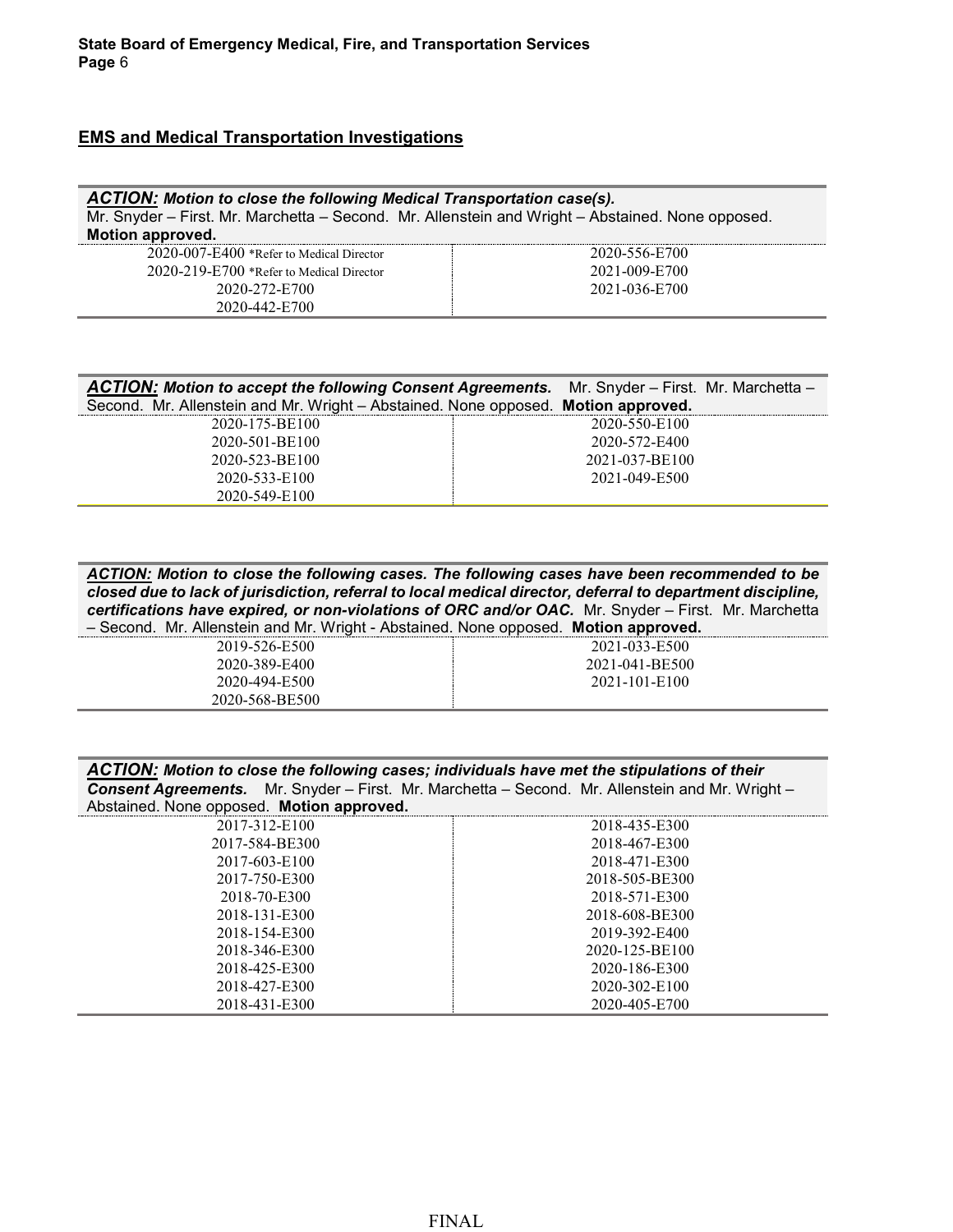## EMS and Medical Transportation Investigations

***ACTION:*** ***Motion to close the following Medical Transportation case(s).***
Mr. Snyder – First. Mr. Marchetta – Second. Mr. Allenstein and Wright – Abstained. None opposed.
**Motion approved.**

| | |
|---|---|
| 2020-007-E400 *Refer to Medical Director | 2020-556-E700 |
| 2020-219-E700 *Refer to Medical Director | 2021-009-E700 |
| 2020-272-E700 | 2021-036-E700 |
| 2020-442-E700 | |

***ACTION:*** ***Motion to accept the following Consent Agreements.*** Mr. Snyder – First. Mr. Marchetta – Second. Mr. Allenstein and Mr. Wright – Abstained. None opposed. **Motion approved.**

| | |
|---|---|
| 2020-175-BE100 | 2020-550-E100 |
| 2020-501-BE100 | 2020-572-E400 |
| 2020-523-BE100 | 2021-037-BE100 |
| 2020-533-E100 | 2021-049-E500 |
| 2020-549-E100 | |

***ACTION:*** ***Motion to close the following cases. The following cases have been recommended to be closed due to lack of jurisdiction, referral to local medical director, deferral to department discipline, certifications have expired, or non-violations of ORC and/or OAC.*** Mr. Snyder – First. Mr. Marchetta – Second. Mr. Allenstein and Mr. Wright - Abstained. None opposed. **Motion approved.**

| | |
|---|---|
| 2019-526-E500 | 2021-033-E500 |
| 2020-389-E400 | 2021-041-BE500 |
| 2020-494-E500 | 2021-101-E100 |
| 2020-568-BE500 | |

***ACTION:*** ***Motion to close the following cases; individuals have met the stipulations of their Consent Agreements.*** Mr. Snyder – First. Mr. Marchetta – Second. Mr. Allenstein and Mr. Wright – Abstained. None opposed. **Motion approved.**

| | |
|---|---|
| 2017-312-E100 | 2018-435-E300 |
| 2017-584-BE300 | 2018-467-E300 |
| 2017-603-E100 | 2018-471-E300 |
| 2017-750-E300 | 2018-505-BE300 |
| 2018-70-E300 | 2018-571-E300 |
| 2018-131-E300 | 2018-608-BE300 |
| 2018-154-E300 | 2019-392-E400 |
| 2018-346-E300 | 2020-125-BE100 |
| 2018-425-E300 | 2020-186-E300 |
| 2018-427-E300 | 2020-302-E100 |
| 2018-431-E300 | 2020-405-E700 |

FINAL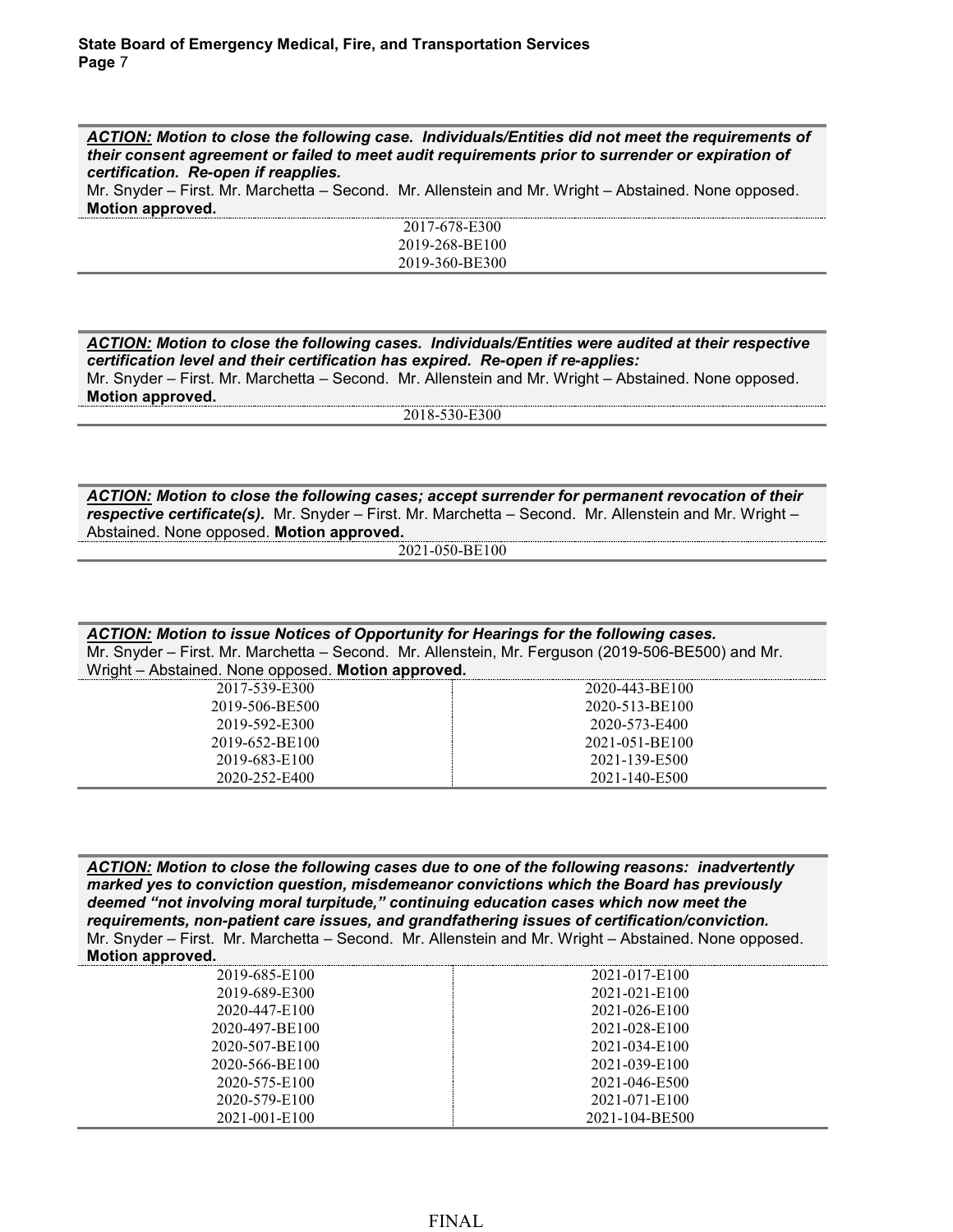***ACTION:*** ***Motion to close the following case. Individuals/Entities did not meet the requirements of their consent agreement or failed to meet audit requirements prior to surrender or expiration of certification. Re-open if reapplies.***
Mr. Snyder – First. Mr. Marchetta – Second. Mr. Allenstein and Mr. Wright – Abstained. None opposed. **Motion approved.**

2017-678-E300
2019-268-BE100
2019-360-BE300

***ACTION:*** ***Motion to close the following cases. Individuals/Entities were audited at their respective certification level and their certification has expired. Re-open if re-applies:***
Mr. Snyder – First. Mr. Marchetta – Second. Mr. Allenstein and Mr. Wright – Abstained. None opposed. **Motion approved.**

2018-530-E300

***ACTION:*** ***Motion to close the following cases; accept surrender for permanent revocation of their respective certificate(s).*** Mr. Snyder – First. Mr. Marchetta – Second. Mr. Allenstein and Mr. Wright – Abstained. None opposed. **Motion approved.**

2021-050-BE100

***ACTION:*** ***Motion to issue Notices of Opportunity for Hearings for the following cases.***
Mr. Snyder – First. Mr. Marchetta – Second. Mr. Allenstein, Mr. Ferguson (2019-506-BE500) and Mr. Wright – Abstained. None opposed. **Motion approved.**

| | |
|---|---|
| 2017-539-E300 | 2020-443-BE100 |
| 2019-506-BE500 | 2020-513-BE100 |
| 2019-592-E300 | 2020-573-E400 |
| 2019-652-BE100 | 2021-051-BE100 |
| 2019-683-E100 | 2021-139-E500 |
| 2020-252-E400 | 2021-140-E500 |

***ACTION:*** ***Motion to close the following cases due to one of the following reasons: inadvertently marked yes to conviction question, misdemeanor convictions which the Board has previously deemed "not involving moral turpitude," continuing education cases which now meet the requirements, non-patient care issues, and grandfathering issues of certification/conviction.***
Mr. Snyder – First. Mr. Marchetta – Second. Mr. Allenstein and Mr. Wright – Abstained. None opposed. **Motion approved.**

| | |
|---|---|
| 2019-685-E100 | 2021-017-E100 |
| 2019-689-E300 | 2021-021-E100 |
| 2020-447-E100 | 2021-026-E100 |
| 2020-497-BE100 | 2021-028-E100 |
| 2020-507-BE100 | 2021-034-E100 |
| 2020-566-BE100 | 2021-039-E100 |
| 2020-575-E100 | 2021-046-E500 |
| 2020-579-E100 | 2021-071-E100 |
| 2021-001-E100 | 2021-104-BE500 |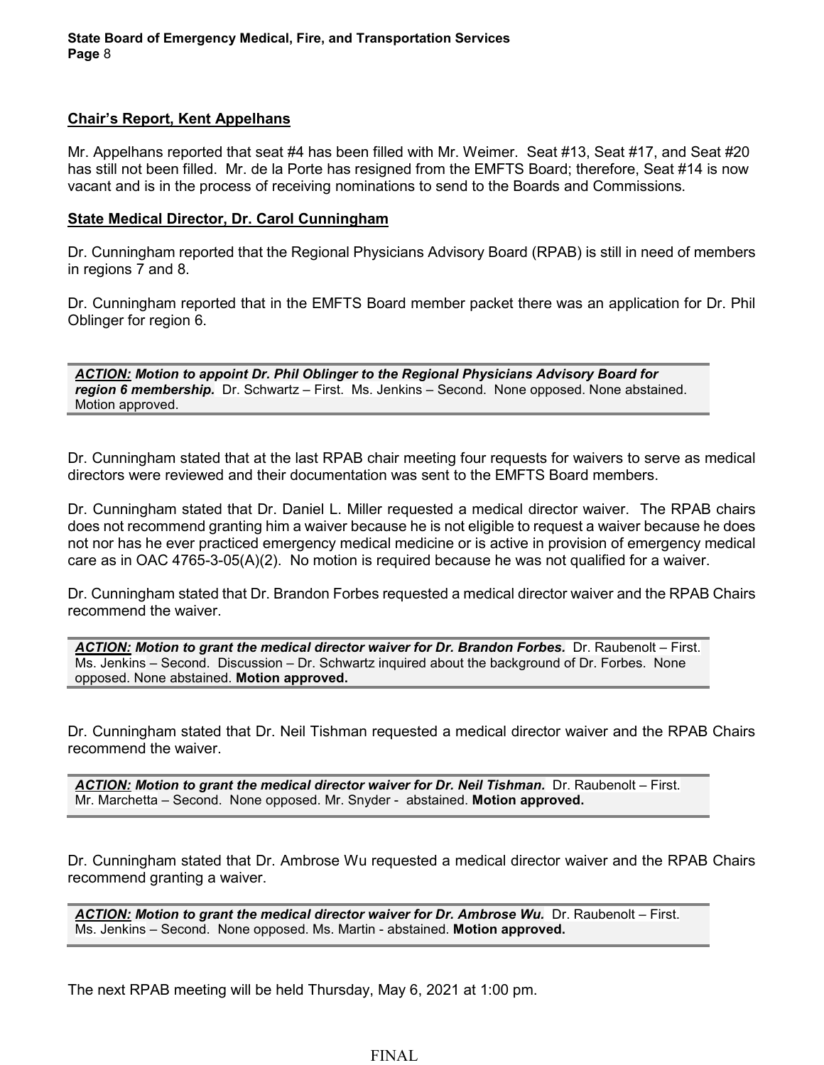**Chair's Report, Kent Appelhans**

Mr. Appelhans reported that seat #4 has been filled with Mr. Weimer. Seat #13, Seat #17, and Seat #20 has still not been filled. Mr. de la Porte has resigned from the EMFTS Board; therefore, Seat #14 is now vacant and is in the process of receiving nominations to send to the Boards and Commissions.

**State Medical Director, Dr. Carol Cunningham**

Dr. Cunningham reported that the Regional Physicians Advisory Board (RPAB) is still in need of members in regions 7 and 8.

Dr. Cunningham reported that in the EMFTS Board member packet there was an application for Dr. Phil Oblinger for region 6.

> ***ACTION:** Motion to appoint Dr. Phil Oblinger to the Regional Physicians Advisory Board for region 6 membership.* Dr. Schwartz – First. Ms. Jenkins – Second. None opposed. None abstained. Motion approved.

Dr. Cunningham stated that at the last RPAB chair meeting four requests for waivers to serve as medical directors were reviewed and their documentation was sent to the EMFTS Board members.

Dr. Cunningham stated that Dr. Daniel L. Miller requested a medical director waiver. The RPAB chairs does not recommend granting him a waiver because he is not eligible to request a waiver because he does not nor has he ever practiced emergency medical medicine or is active in provision of emergency medical care as in OAC 4765-3-05(A)(2). No motion is required because he was not qualified for a waiver.

Dr. Cunningham stated that Dr. Brandon Forbes requested a medical director waiver and the RPAB Chairs recommend the waiver.

> ***ACTION:** Motion to grant the medical director waiver for Dr. Brandon Forbes.* Dr. Raubenolt – First. Ms. Jenkins – Second. Discussion – Dr. Schwartz inquired about the background of Dr. Forbes. None opposed. None abstained. **Motion approved.**

Dr. Cunningham stated that Dr. Neil Tishman requested a medical director waiver and the RPAB Chairs recommend the waiver.

> ***ACTION:** Motion to grant the medical director waiver for Dr. Neil Tishman.* Dr. Raubenolt – First. Mr. Marchetta – Second. None opposed. Mr. Snyder - abstained. **Motion approved.**

Dr. Cunningham stated that Dr. Ambrose Wu requested a medical director waiver and the RPAB Chairs recommend granting a waiver.

> ***ACTION:** Motion to grant the medical director waiver for Dr. Ambrose Wu.* Dr. Raubenolt – First. Ms. Jenkins – Second. None opposed. Ms. Martin - abstained. **Motion approved.**

The next RPAB meeting will be held Thursday, May 6, 2021 at 1:00 pm.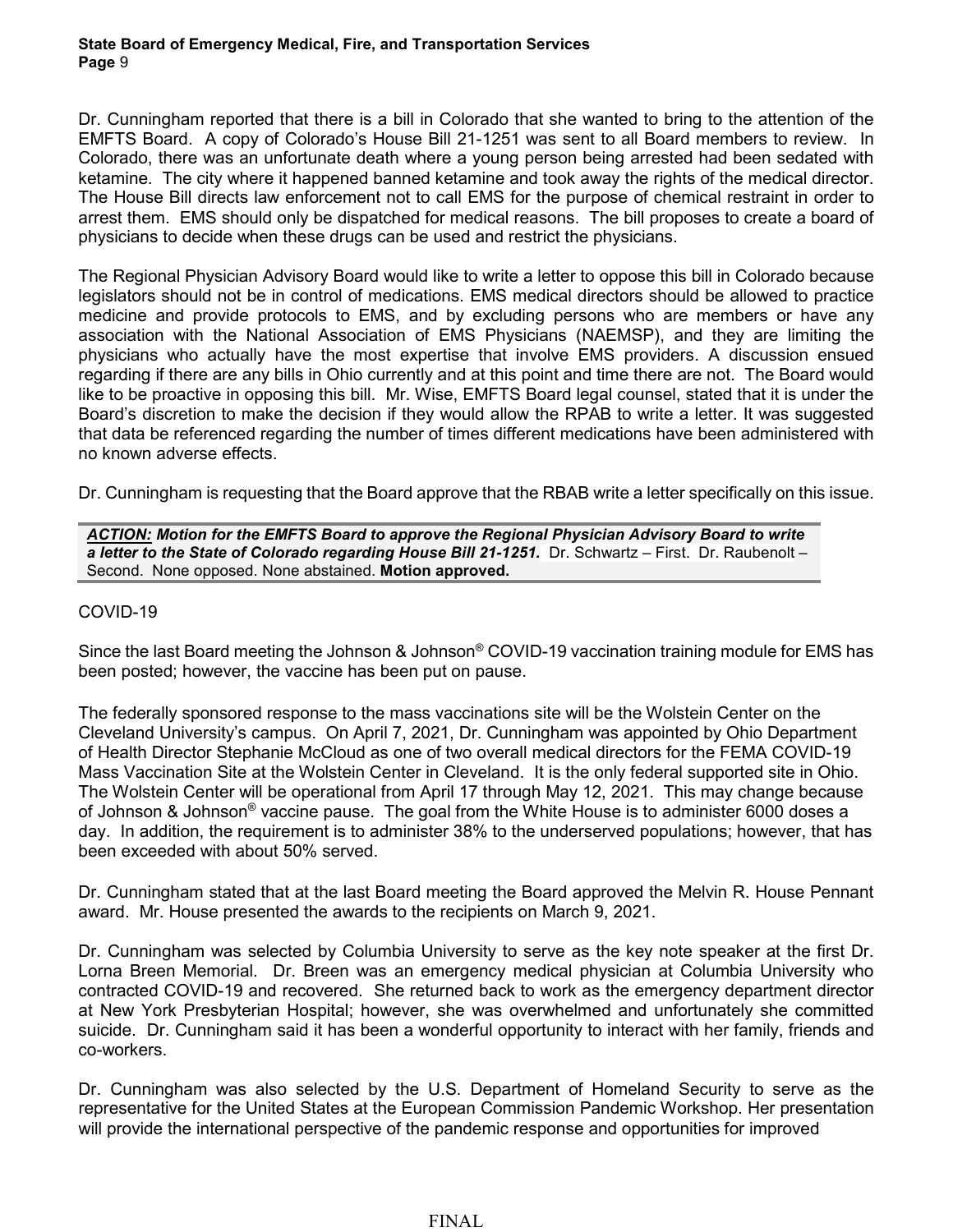Dr. Cunningham reported that there is a bill in Colorado that she wanted to bring to the attention of the EMFTS Board. A copy of Colorado's House Bill 21-1251 was sent to all Board members to review. In Colorado, there was an unfortunate death where a young person being arrested had been sedated with ketamine. The city where it happened banned ketamine and took away the rights of the medical director. The House Bill directs law enforcement not to call EMS for the purpose of chemical restraint in order to arrest them. EMS should only be dispatched for medical reasons. The bill proposes to create a board of physicians to decide when these drugs can be used and restrict the physicians.

The Regional Physician Advisory Board would like to write a letter to oppose this bill in Colorado because legislators should not be in control of medications. EMS medical directors should be allowed to practice medicine and provide protocols to EMS, and by excluding persons who are members or have any association with the National Association of EMS Physicians (NAEMSP), and they are limiting the physicians who actually have the most expertise that involve EMS providers. A discussion ensued regarding if there are any bills in Ohio currently and at this point and time there are not. The Board would like to be proactive in opposing this bill. Mr. Wise, EMFTS Board legal counsel, stated that it is under the Board's discretion to make the decision if they would allow the RPAB to write a letter. It was suggested that data be referenced regarding the number of times different medications have been administered with no known adverse effects.

Dr. Cunningham is requesting that the Board approve that the RBAB write a letter specifically on this issue.

> ***ACTION:*** ***Motion for the EMFTS Board to approve the Regional Physician Advisory Board to write a letter to the State of Colorado regarding House Bill 21-1251.*** Dr. Schwartz – First. Dr. Raubenolt – Second. None opposed. None abstained. **Motion approved.**

COVID-19

Since the last Board meeting the Johnson & Johnson® COVID-19 vaccination training module for EMS has been posted; however, the vaccine has been put on pause.

The federally sponsored response to the mass vaccinations site will be the Wolstein Center on the Cleveland University's campus. On April 7, 2021, Dr. Cunningham was appointed by Ohio Department of Health Director Stephanie McCloud as one of two overall medical directors for the FEMA COVID-19 Mass Vaccination Site at the Wolstein Center in Cleveland. It is the only federal supported site in Ohio. The Wolstein Center will be operational from April 17 through May 12, 2021. This may change because of Johnson & Johnson® vaccine pause. The goal from the White House is to administer 6000 doses a day. In addition, the requirement is to administer 38% to the underserved populations; however, that has been exceeded with about 50% served.

Dr. Cunningham stated that at the last Board meeting the Board approved the Melvin R. House Pennant award. Mr. House presented the awards to the recipients on March 9, 2021.

Dr. Cunningham was selected by Columbia University to serve as the key note speaker at the first Dr. Lorna Breen Memorial. Dr. Breen was an emergency medical physician at Columbia University who contracted COVID-19 and recovered. She returned back to work as the emergency department director at New York Presbyterian Hospital; however, she was overwhelmed and unfortunately she committed suicide. Dr. Cunningham said it has been a wonderful opportunity to interact with her family, friends and co-workers.

Dr. Cunningham was also selected by the U.S. Department of Homeland Security to serve as the representative for the United States at the European Commission Pandemic Workshop. Her presentation will provide the international perspective of the pandemic response and opportunities for improved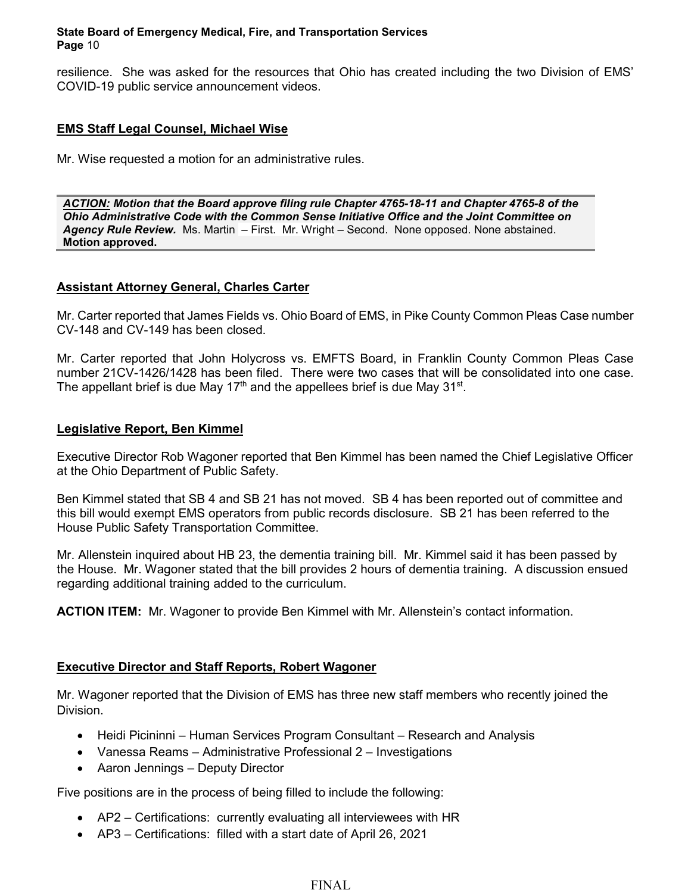resilience. She was asked for the resources that Ohio has created including the two Division of EMS' COVID-19 public service announcement videos.

**<u>EMS Staff Legal Counsel, Michael Wise</u>**

Mr. Wise requested a motion for an administrative rules.

> ***ACTION:* Motion that the Board approve filing rule Chapter 4765-18-11 and Chapter 4765-8 of the Ohio Administrative Code with the Common Sense Initiative Office and the Joint Committee on Agency Rule Review.** Ms. Martin – First. Mr. Wright – Second. None opposed. None abstained. **Motion approved.**

**<u>Assistant Attorney General, Charles Carter</u>**

Mr. Carter reported that James Fields vs. Ohio Board of EMS, in Pike County Common Pleas Case number CV-148 and CV-149 has been closed.

Mr. Carter reported that John Holycross vs. EMFTS Board, in Franklin County Common Pleas Case number 21CV-1426/1428 has been filed. There were two cases that will be consolidated into one case. The appellant brief is due May 17th and the appellees brief is due May 31st.

**<u>Legislative Report, Ben Kimmel</u>**

Executive Director Rob Wagoner reported that Ben Kimmel has been named the Chief Legislative Officer at the Ohio Department of Public Safety.

Ben Kimmel stated that SB 4 and SB 21 has not moved. SB 4 has been reported out of committee and this bill would exempt EMS operators from public records disclosure. SB 21 has been referred to the House Public Safety Transportation Committee.

Mr. Allenstein inquired about HB 23, the dementia training bill. Mr. Kimmel said it has been passed by the House. Mr. Wagoner stated that the bill provides 2 hours of dementia training. A discussion ensued regarding additional training added to the curriculum.

**ACTION ITEM:** Mr. Wagoner to provide Ben Kimmel with Mr. Allenstein's contact information.

**<u>Executive Director and Staff Reports, Robert Wagoner</u>**

Mr. Wagoner reported that the Division of EMS has three new staff members who recently joined the Division.

- Heidi Picininni – Human Services Program Consultant – Research and Analysis
- Vanessa Reams – Administrative Professional 2 – Investigations
- Aaron Jennings – Deputy Director

Five positions are in the process of being filled to include the following:

- AP2 – Certifications: currently evaluating all interviewees with HR
- AP3 – Certifications: filled with a start date of April 26, 2021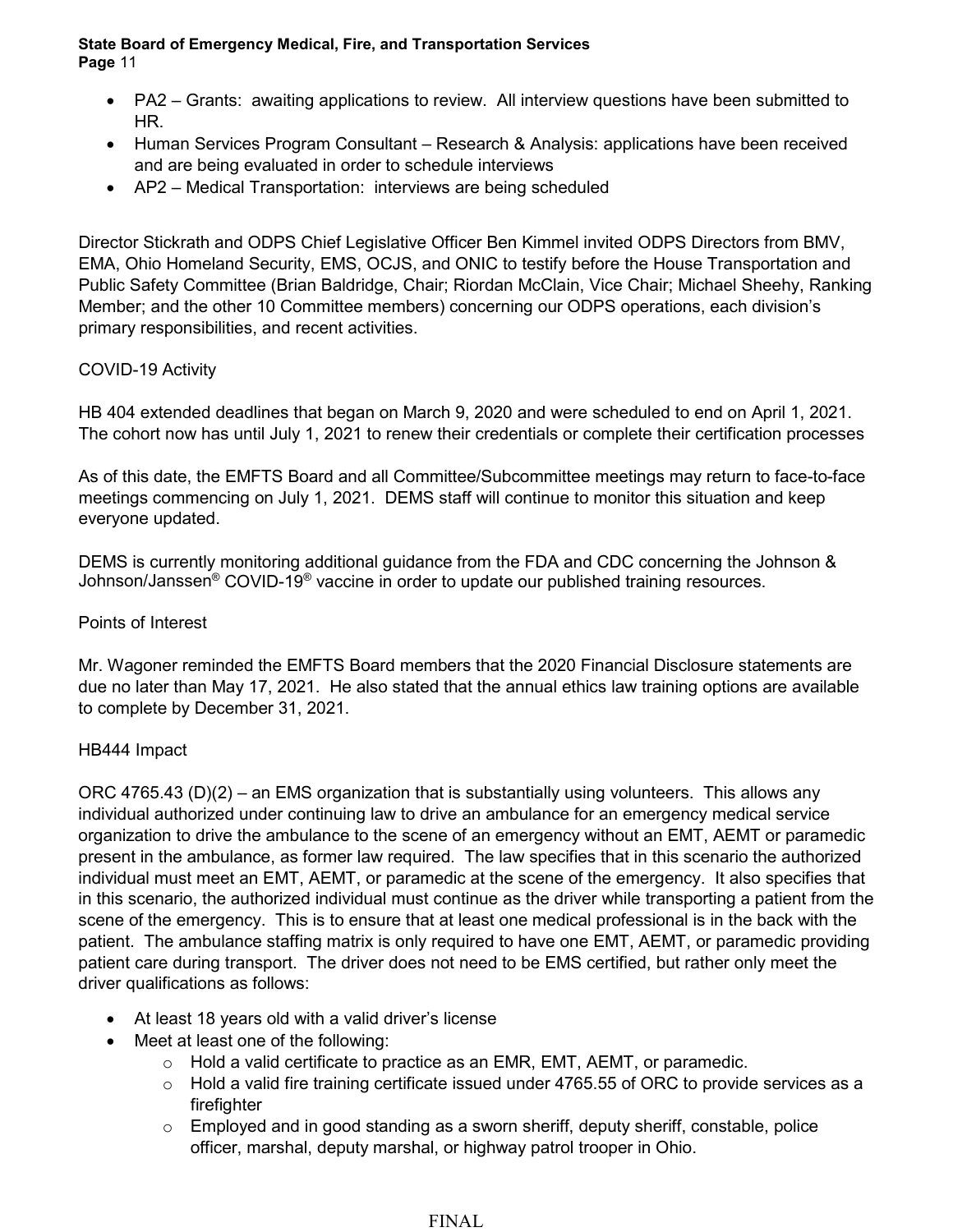- PA2 – Grants: awaiting applications to review. All interview questions have been submitted to HR.
- Human Services Program Consultant – Research & Analysis: applications have been received and are being evaluated in order to schedule interviews
- AP2 – Medical Transportation: interviews are being scheduled

Director Stickrath and ODPS Chief Legislative Officer Ben Kimmel invited ODPS Directors from BMV, EMA, Ohio Homeland Security, EMS, OCJS, and ONIC to testify before the House Transportation and Public Safety Committee (Brian Baldridge, Chair; Riordan McClain, Vice Chair; Michael Sheehy, Ranking Member; and the other 10 Committee members) concerning our ODPS operations, each division's primary responsibilities, and recent activities.

COVID-19 Activity

HB 404 extended deadlines that began on March 9, 2020 and were scheduled to end on April 1, 2021. The cohort now has until July 1, 2021 to renew their credentials or complete their certification processes

As of this date, the EMFTS Board and all Committee/Subcommittee meetings may return to face-to-face meetings commencing on July 1, 2021. DEMS staff will continue to monitor this situation and keep everyone updated.

DEMS is currently monitoring additional guidance from the FDA and CDC concerning the Johnson & Johnson/Janssen® COVID-19® vaccine in order to update our published training resources.

Points of Interest

Mr. Wagoner reminded the EMFTS Board members that the 2020 Financial Disclosure statements are due no later than May 17, 2021. He also stated that the annual ethics law training options are available to complete by December 31, 2021.

HB444 Impact

ORC 4765.43 (D)(2) – an EMS organization that is substantially using volunteers. This allows any individual authorized under continuing law to drive an ambulance for an emergency medical service organization to drive the ambulance to the scene of an emergency without an EMT, AEMT or paramedic present in the ambulance, as former law required. The law specifies that in this scenario the authorized individual must meet an EMT, AEMT, or paramedic at the scene of the emergency. It also specifies that in this scenario, the authorized individual must continue as the driver while transporting a patient from the scene of the emergency. This is to ensure that at least one medical professional is in the back with the patient. The ambulance staffing matrix is only required to have one EMT, AEMT, or paramedic providing patient care during transport. The driver does not need to be EMS certified, but rather only meet the driver qualifications as follows:

- At least 18 years old with a valid driver's license
- Meet at least one of the following:
  - Hold a valid certificate to practice as an EMR, EMT, AEMT, or paramedic.
  - Hold a valid fire training certificate issued under 4765.55 of ORC to provide services as a firefighter
  - Employed and in good standing as a sworn sheriff, deputy sheriff, constable, police officer, marshal, deputy marshal, or highway patrol trooper in Ohio.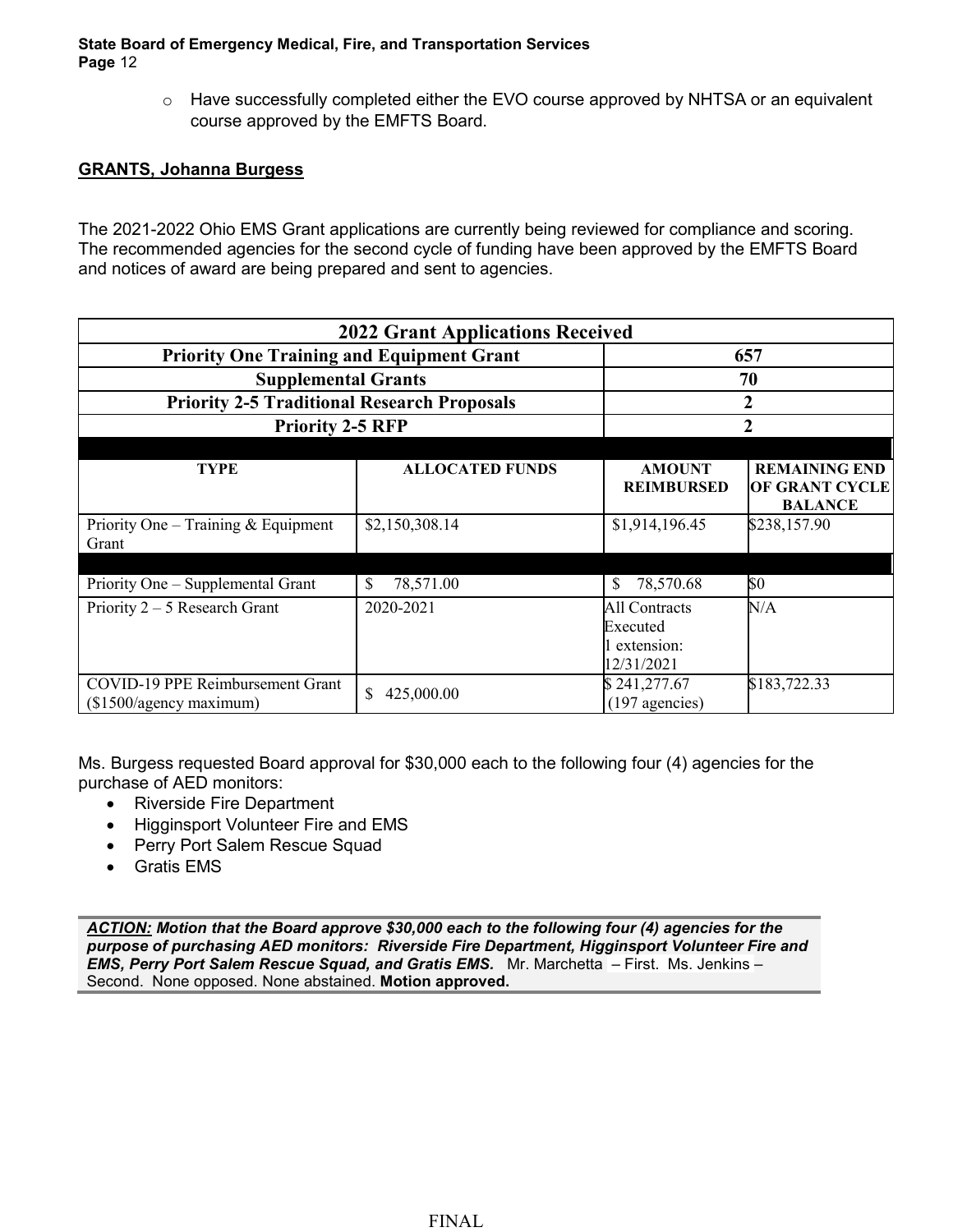- Have successfully completed either the EVO course approved by NHTSA or an equivalent course approved by the EMFTS Board.

**GRANTS, Johanna Burgess**

The 2021-2022 Ohio EMS Grant applications are currently being reviewed for compliance and scoring. The recommended agencies for the second cycle of funding have been approved by the EMFTS Board and notices of award are being prepared and sent to agencies.

| 2022 Grant Applications Received | |
|---|---|
| Priority One Training and Equipment Grant | 657 |
| Supplemental Grants | 70 |
| Priority 2-5 Traditional Research Proposals | 2 |
| Priority 2-5 RFP | 2 |

| TYPE | ALLOCATED FUNDS | AMOUNT REIMBURSED | REMAINING END OF GRANT CYCLE BALANCE |
|---|---|---|---|
| Priority One – Training & Equipment Grant | $2,150,308.14 | $1,914,196.45 | $238,157.90 |
| Priority One – Supplemental Grant | $ 78,571.00 | $ 78,570.68 | $0 |
| Priority 2 – 5 Research Grant | 2020-2021 | All Contracts Executed 1 extension: 12/31/2021 | N/A |
| COVID-19 PPE Reimbursement Grant ($1500/agency maximum) | $ 425,000.00 | $ 241,277.67 (197 agencies) | $183,722.33 |

Ms. Burgess requested Board approval for $30,000 each to the following four (4) agencies for the purchase of AED monitors:

- Riverside Fire Department
- Higginsport Volunteer Fire and EMS
- Perry Port Salem Rescue Squad
- Gratis EMS

***ACTION:*** ***Motion that the Board approve $30,000 each to the following four (4) agencies for the purpose of purchasing AED monitors: Riverside Fire Department, Higginsport Volunteer Fire and EMS, Perry Port Salem Rescue Squad, and Gratis EMS.*** Mr. Marchetta – First. Ms. Jenkins – Second. None opposed. None abstained. **Motion approved.**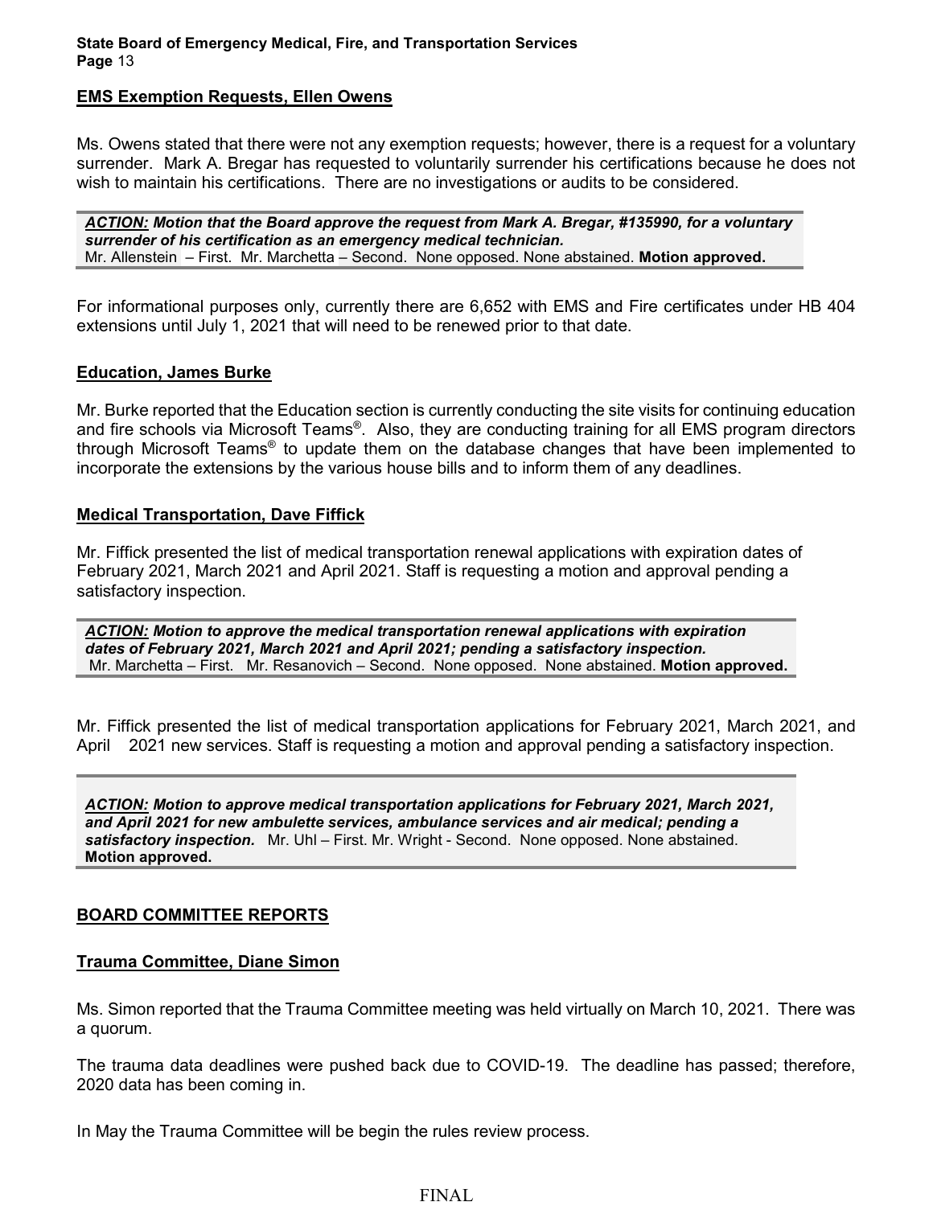**EMS Exemption Requests, Ellen Owens**

Ms. Owens stated that there were not any exemption requests; however, there is a request for a voluntary surrender. Mark A. Bregar has requested to voluntarily surrender his certifications because he does not wish to maintain his certifications. There are no investigations or audits to be considered.

> ***ACTION:*** ***Motion that the Board approve the request from Mark A. Bregar, #135990, for a voluntary surrender of his certification as an emergency medical technician.***
> Mr. Allenstein – First. Mr. Marchetta – Second. None opposed. None abstained. **Motion approved.**

For informational purposes only, currently there are 6,652 with EMS and Fire certificates under HB 404 extensions until July 1, 2021 that will need to be renewed prior to that date.

**Education, James Burke**

Mr. Burke reported that the Education section is currently conducting the site visits for continuing education and fire schools via Microsoft Teams®. Also, they are conducting training for all EMS program directors through Microsoft Teams® to update them on the database changes that have been implemented to incorporate the extensions by the various house bills and to inform them of any deadlines.

**Medical Transportation, Dave Fiffick**

Mr. Fiffick presented the list of medical transportation renewal applications with expiration dates of February 2021, March 2021 and April 2021. Staff is requesting a motion and approval pending a satisfactory inspection.

> ***ACTION:*** ***Motion to approve the medical transportation renewal applications with expiration dates of February 2021, March 2021 and April 2021; pending a satisfactory inspection.***
> Mr. Marchetta – First. Mr. Resanovich – Second. None opposed. None abstained. **Motion approved.**

Mr. Fiffick presented the list of medical transportation applications for February 2021, March 2021, and April 2021 new services. Staff is requesting a motion and approval pending a satisfactory inspection.

> ***ACTION:*** ***Motion to approve medical transportation applications for February 2021, March 2021, and April 2021 for new ambulette services, ambulance services and air medical; pending a satisfactory inspection.*** Mr. Uhl – First. Mr. Wright - Second. None opposed. None abstained. **Motion approved.**

**BOARD COMMITTEE REPORTS**

**Trauma Committee, Diane Simon**

Ms. Simon reported that the Trauma Committee meeting was held virtually on March 10, 2021. There was a quorum.

The trauma data deadlines were pushed back due to COVID-19. The deadline has passed; therefore, 2020 data has been coming in.

In May the Trauma Committee will be begin the rules review process.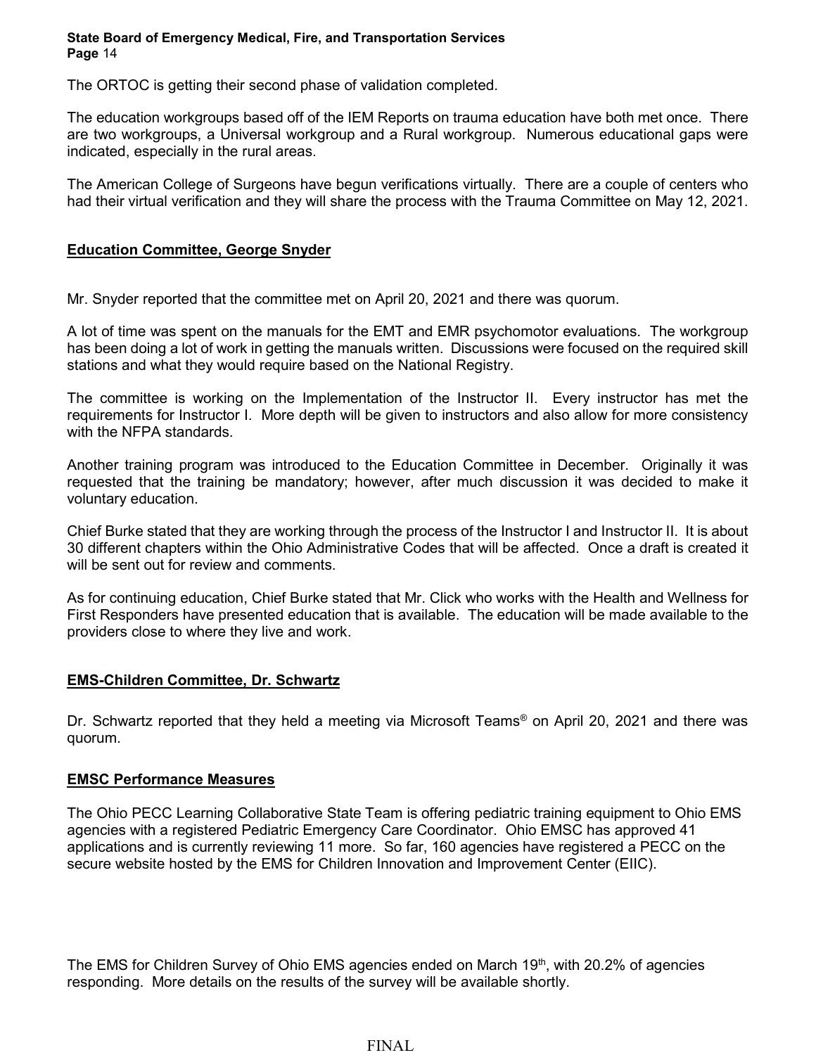The ORTOC is getting their second phase of validation completed.

The education workgroups based off of the IEM Reports on trauma education have both met once. There are two workgroups, a Universal workgroup and a Rural workgroup. Numerous educational gaps were indicated, especially in the rural areas.

The American College of Surgeons have begun verifications virtually. There are a couple of centers who had their virtual verification and they will share the process with the Trauma Committee on May 12, 2021.

## **Education Committee, George Snyder**

Mr. Snyder reported that the committee met on April 20, 2021 and there was quorum.

A lot of time was spent on the manuals for the EMT and EMR psychomotor evaluations. The workgroup has been doing a lot of work in getting the manuals written. Discussions were focused on the required skill stations and what they would require based on the National Registry.

The committee is working on the Implementation of the Instructor II. Every instructor has met the requirements for Instructor I. More depth will be given to instructors and also allow for more consistency with the NFPA standards.

Another training program was introduced to the Education Committee in December. Originally it was requested that the training be mandatory; however, after much discussion it was decided to make it voluntary education.

Chief Burke stated that they are working through the process of the Instructor I and Instructor II. It is about 30 different chapters within the Ohio Administrative Codes that will be affected. Once a draft is created it will be sent out for review and comments.

As for continuing education, Chief Burke stated that Mr. Click who works with the Health and Wellness for First Responders have presented education that is available. The education will be made available to the providers close to where they live and work.

## **EMS-Children Committee, Dr. Schwartz**

Dr. Schwartz reported that they held a meeting via Microsoft Teams® on April 20, 2021 and there was quorum.

## **EMSC Performance Measures**

The Ohio PECC Learning Collaborative State Team is offering pediatric training equipment to Ohio EMS agencies with a registered Pediatric Emergency Care Coordinator. Ohio EMSC has approved 41 applications and is currently reviewing 11 more. So far, 160 agencies have registered a PECC on the secure website hosted by the EMS for Children Innovation and Improvement Center (EIIC).

The EMS for Children Survey of Ohio EMS agencies ended on March 19th, with 20.2% of agencies responding. More details on the results of the survey will be available shortly.

FINAL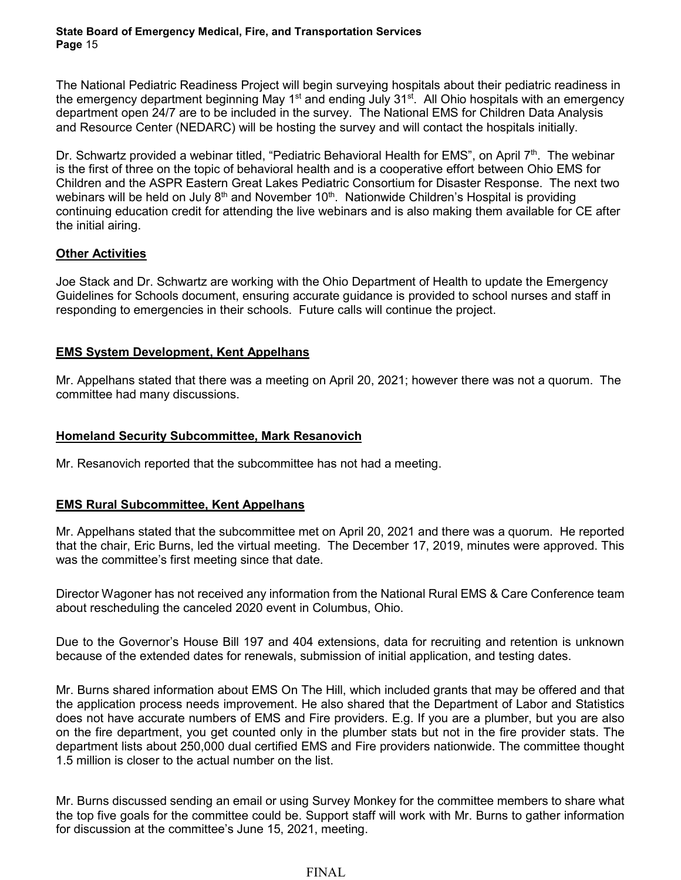The National Pediatric Readiness Project will begin surveying hospitals about their pediatric readiness in the emergency department beginning May 1st and ending July 31st. All Ohio hospitals with an emergency department open 24/7 are to be included in the survey. The National EMS for Children Data Analysis and Resource Center (NEDARC) will be hosting the survey and will contact the hospitals initially.

Dr. Schwartz provided a webinar titled, "Pediatric Behavioral Health for EMS", on April 7th. The webinar is the first of three on the topic of behavioral health and is a cooperative effort between Ohio EMS for Children and the ASPR Eastern Great Lakes Pediatric Consortium for Disaster Response. The next two webinars will be held on July 8th and November 10th. Nationwide Children's Hospital is providing continuing education credit for attending the live webinars and is also making them available for CE after the initial airing.

**Other Activities**

Joe Stack and Dr. Schwartz are working with the Ohio Department of Health to update the Emergency Guidelines for Schools document, ensuring accurate guidance is provided to school nurses and staff in responding to emergencies in their schools. Future calls will continue the project.

**EMS System Development, Kent Appelhans**

Mr. Appelhans stated that there was a meeting on April 20, 2021; however there was not a quorum. The committee had many discussions.

**Homeland Security Subcommittee, Mark Resanovich**

Mr. Resanovich reported that the subcommittee has not had a meeting.

**EMS Rural Subcommittee, Kent Appelhans**

Mr. Appelhans stated that the subcommittee met on April 20, 2021 and there was a quorum. He reported that the chair, Eric Burns, led the virtual meeting. The December 17, 2019, minutes were approved. This was the committee's first meeting since that date.

Director Wagoner has not received any information from the National Rural EMS & Care Conference team about rescheduling the canceled 2020 event in Columbus, Ohio.

Due to the Governor's House Bill 197 and 404 extensions, data for recruiting and retention is unknown because of the extended dates for renewals, submission of initial application, and testing dates.

Mr. Burns shared information about EMS On The Hill, which included grants that may be offered and that the application process needs improvement. He also shared that the Department of Labor and Statistics does not have accurate numbers of EMS and Fire providers. E.g. If you are a plumber, but you are also on the fire department, you get counted only in the plumber stats but not in the fire provider stats. The department lists about 250,000 dual certified EMS and Fire providers nationwide. The committee thought 1.5 million is closer to the actual number on the list.

Mr. Burns discussed sending an email or using Survey Monkey for the committee members to share what the top five goals for the committee could be. Support staff will work with Mr. Burns to gather information for discussion at the committee's June 15, 2021, meeting.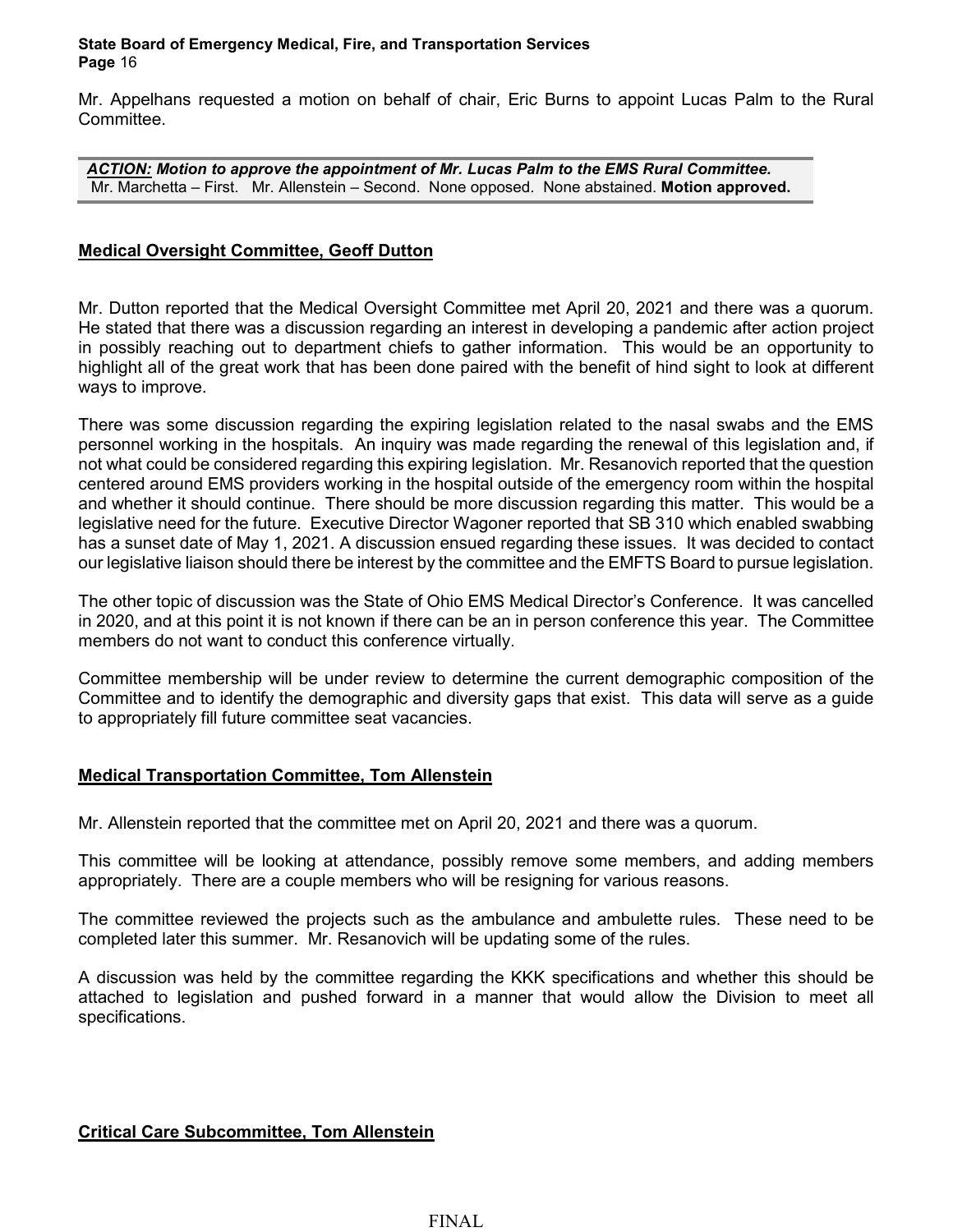Mr. Appelhans requested a motion on behalf of chair, Eric Burns to appoint Lucas Palm to the Rural Committee.

> ***ACTION:* Motion to approve the appointment of Mr. Lucas Palm to the EMS Rural Committee.**
> Mr. Marchetta – First. Mr. Allenstein – Second. None opposed. None abstained. **Motion approved.**

**Medical Oversight Committee, Geoff Dutton**

Mr. Dutton reported that the Medical Oversight Committee met April 20, 2021 and there was a quorum. He stated that there was a discussion regarding an interest in developing a pandemic after action project in possibly reaching out to department chiefs to gather information. This would be an opportunity to highlight all of the great work that has been done paired with the benefit of hind sight to look at different ways to improve.

There was some discussion regarding the expiring legislation related to the nasal swabs and the EMS personnel working in the hospitals. An inquiry was made regarding the renewal of this legislation and, if not what could be considered regarding this expiring legislation. Mr. Resanovich reported that the question centered around EMS providers working in the hospital outside of the emergency room within the hospital and whether it should continue. There should be more discussion regarding this matter. This would be a legislative need for the future. Executive Director Wagoner reported that SB 310 which enabled swabbing has a sunset date of May 1, 2021. A discussion ensued regarding these issues. It was decided to contact our legislative liaison should there be interest by the committee and the EMFTS Board to pursue legislation.

The other topic of discussion was the State of Ohio EMS Medical Director's Conference. It was cancelled in 2020, and at this point it is not known if there can be an in person conference this year. The Committee members do not want to conduct this conference virtually.

Committee membership will be under review to determine the current demographic composition of the Committee and to identify the demographic and diversity gaps that exist. This data will serve as a guide to appropriately fill future committee seat vacancies.

**Medical Transportation Committee, Tom Allenstein**

Mr. Allenstein reported that the committee met on April 20, 2021 and there was a quorum.

This committee will be looking at attendance, possibly remove some members, and adding members appropriately. There are a couple members who will be resigning for various reasons.

The committee reviewed the projects such as the ambulance and ambulette rules. These need to be completed later this summer. Mr. Resanovich will be updating some of the rules.

A discussion was held by the committee regarding the KKK specifications and whether this should be attached to legislation and pushed forward in a manner that would allow the Division to meet all specifications.

**Critical Care Subcommittee, Tom Allenstein**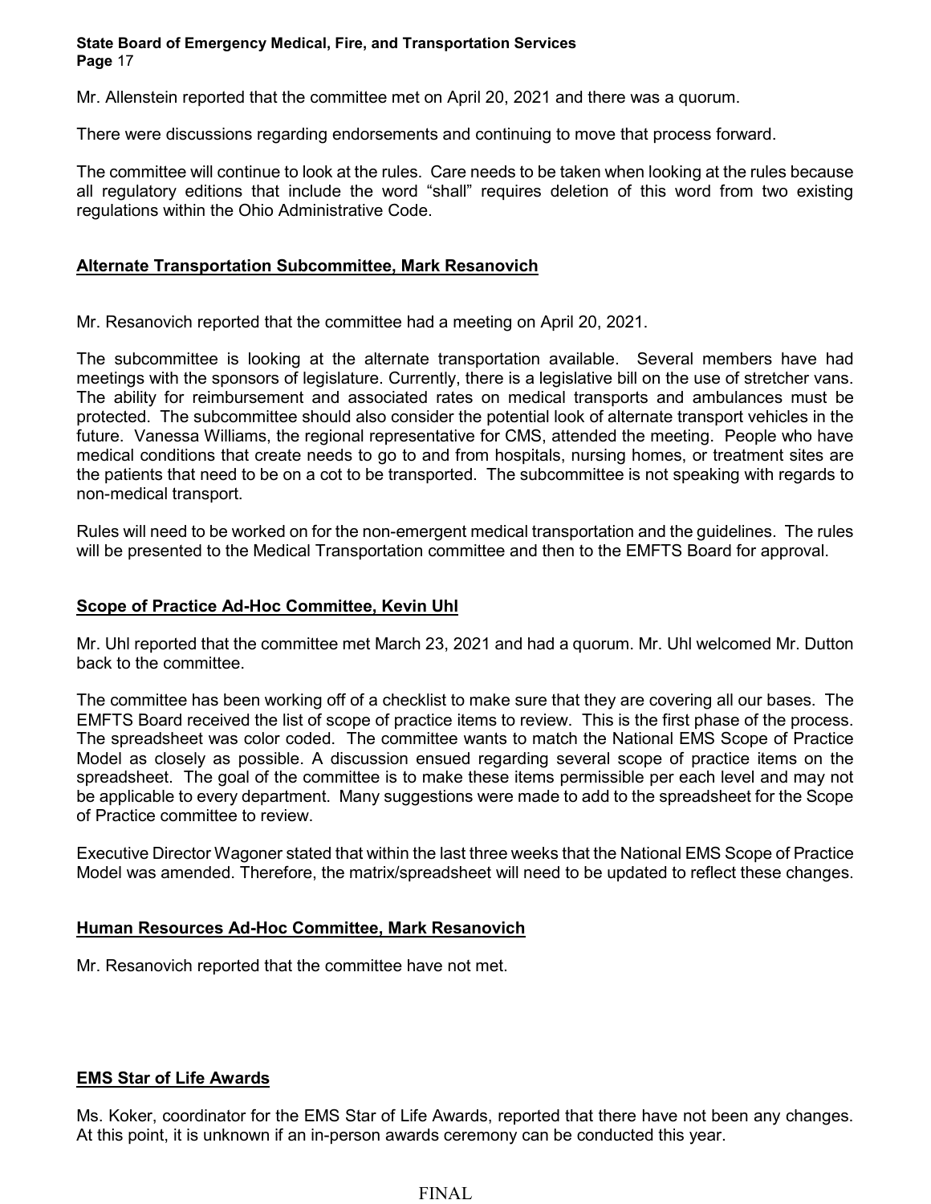Mr. Allenstein reported that the committee met on April 20, 2021 and there was a quorum.

There were discussions regarding endorsements and continuing to move that process forward.

The committee will continue to look at the rules. Care needs to be taken when looking at the rules because all regulatory editions that include the word "shall" requires deletion of this word from two existing regulations within the Ohio Administrative Code.

**Alternate Transportation Subcommittee, Mark Resanovich**

Mr. Resanovich reported that the committee had a meeting on April 20, 2021.

The subcommittee is looking at the alternate transportation available. Several members have had meetings with the sponsors of legislature. Currently, there is a legislative bill on the use of stretcher vans. The ability for reimbursement and associated rates on medical transports and ambulances must be protected. The subcommittee should also consider the potential look of alternate transport vehicles in the future. Vanessa Williams, the regional representative for CMS, attended the meeting. People who have medical conditions that create needs to go to and from hospitals, nursing homes, or treatment sites are the patients that need to be on a cot to be transported. The subcommittee is not speaking with regards to non-medical transport.

Rules will need to be worked on for the non-emergent medical transportation and the guidelines. The rules will be presented to the Medical Transportation committee and then to the EMFTS Board for approval.

**Scope of Practice Ad-Hoc Committee, Kevin Uhl**

Mr. Uhl reported that the committee met March 23, 2021 and had a quorum. Mr. Uhl welcomed Mr. Dutton back to the committee.

The committee has been working off of a checklist to make sure that they are covering all our bases. The EMFTS Board received the list of scope of practice items to review. This is the first phase of the process. The spreadsheet was color coded. The committee wants to match the National EMS Scope of Practice Model as closely as possible. A discussion ensued regarding several scope of practice items on the spreadsheet. The goal of the committee is to make these items permissible per each level and may not be applicable to every department. Many suggestions were made to add to the spreadsheet for the Scope of Practice committee to review.

Executive Director Wagoner stated that within the last three weeks that the National EMS Scope of Practice Model was amended. Therefore, the matrix/spreadsheet will need to be updated to reflect these changes.

**Human Resources Ad-Hoc Committee, Mark Resanovich**

Mr. Resanovich reported that the committee have not met.

**EMS Star of Life Awards**

Ms. Koker, coordinator for the EMS Star of Life Awards, reported that there have not been any changes. At this point, it is unknown if an in-person awards ceremony can be conducted this year.

FINAL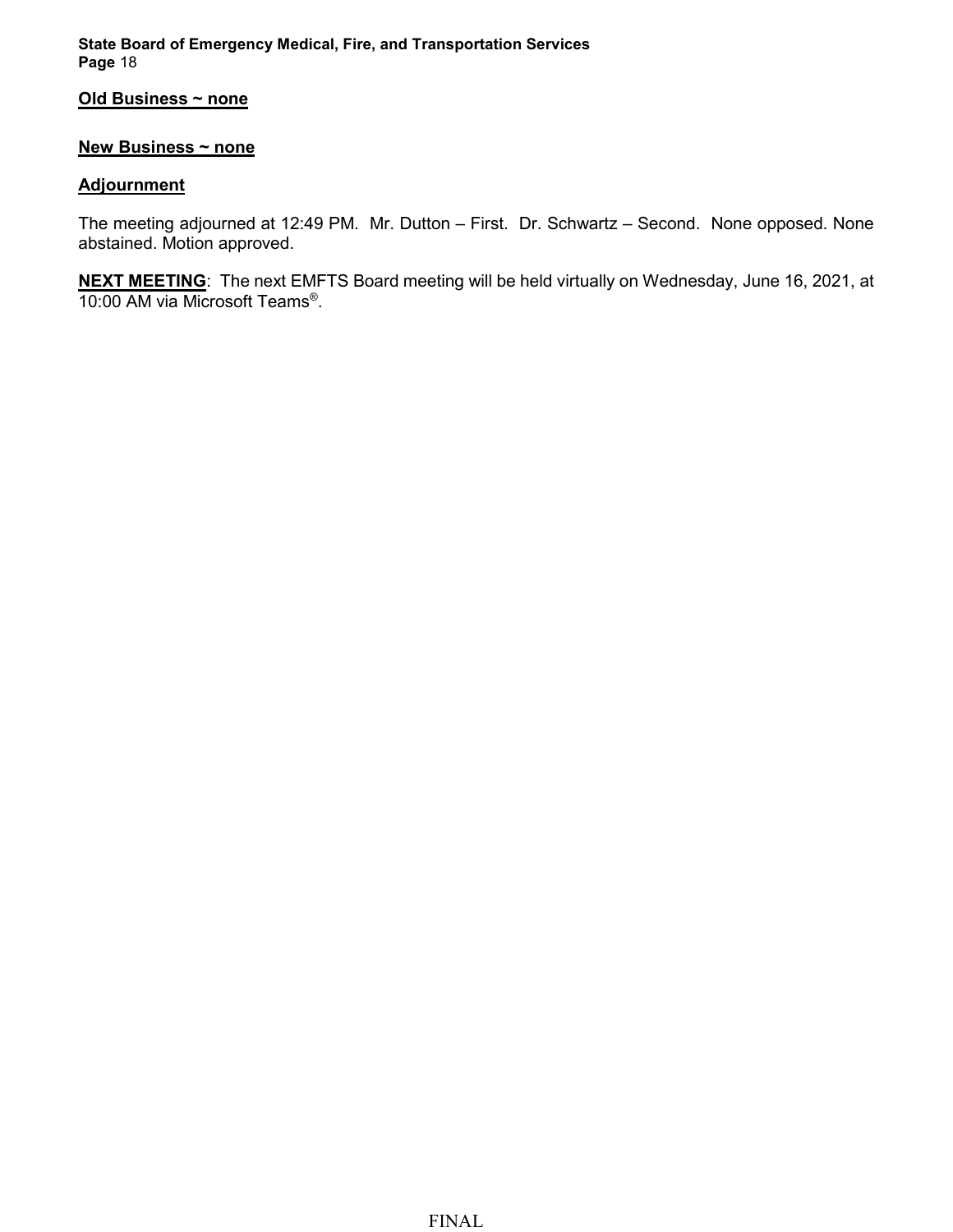**Old Business ~ none**

**New Business ~ none**

**Adjournment**

The meeting adjourned at 12:49 PM. Mr. Dutton – First. Dr. Schwartz – Second. None opposed. None abstained. Motion approved.

**NEXT MEETING**: The next EMFTS Board meeting will be held virtually on Wednesday, June 16, 2021, at 10:00 AM via Microsoft Teams®.

FINAL